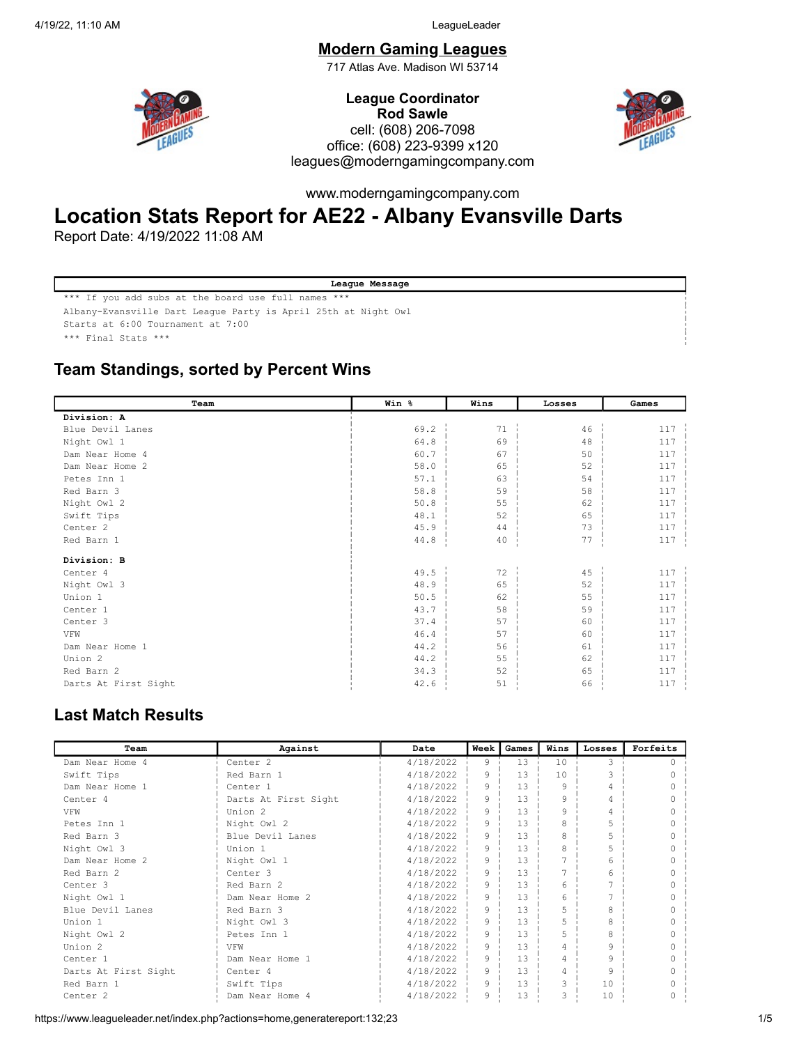## Modern Gaming Leagues

717 Atlas Ave. Madison WI 53714

**League Coordinator**
**Rod Sawle**
cell: (608) 206-7098
office: (608) 223-9399 x120
leagues@moderngamingcompany.com

www.moderngamingcompany.com

# Location Stats Report for AE22 - Albany Evansville Darts

Report Date: 4/19/2022 11:08 AM

| League Message |
|---|
| *** If you add subs at the board use full names *** |
| Albany-Evansville Dart League Party is April 25th at Night Owl |
| Starts at 6:00 Tournament at 7:00 |
| *** Final Stats *** |

## Team Standings, sorted by Percent Wins

| Team | Win % | Wins | Losses | Games |
|---|---|---|---|---|
| **Division: A** | | | | |
| Blue Devil Lanes | 69.2 | 71 | 46 | 117 |
| Night Owl 1 | 64.8 | 69 | 48 | 117 |
| Dam Near Home 4 | 60.7 | 67 | 50 | 117 |
| Dam Near Home 2 | 58.0 | 65 | 52 | 117 |
| Petes Inn 1 | 57.1 | 63 | 54 | 117 |
| Red Barn 3 | 58.8 | 59 | 58 | 117 |
| Night Owl 2 | 50.8 | 55 | 62 | 117 |
| Swift Tips | 48.1 | 52 | 65 | 117 |
| Center 2 | 45.9 | 44 | 73 | 117 |
| Red Barn 1 | 44.8 | 40 | 77 | 117 |
| **Division: B** | | | | |
| Center 4 | 49.5 | 72 | 45 | 117 |
| Night Owl 3 | 48.9 | 65 | 52 | 117 |
| Union 1 | 50.5 | 62 | 55 | 117 |
| Center 1 | 43.7 | 58 | 59 | 117 |
| Center 3 | 37.4 | 57 | 60 | 117 |
| VFW | 46.4 | 57 | 60 | 117 |
| Dam Near Home 1 | 44.2 | 56 | 61 | 117 |
| Union 2 | 44.2 | 55 | 62 | 117 |
| Red Barn 2 | 34.3 | 52 | 65 | 117 |
| Darts At First Sight | 42.6 | 51 | 66 | 117 |

## Last Match Results

| Team | Against | Date | Week | Games | Wins | Losses | Forfeits |
|---|---|---|---|---|---|---|---|
| Dam Near Home 4 | Center 2 | 4/18/2022 | 9 | 13 | 10 | 3 | 0 |
| Swift Tips | Red Barn 1 | 4/18/2022 | 9 | 13 | 10 | 3 | 0 |
| Dam Near Home 1 | Center 1 | 4/18/2022 | 9 | 13 | 9 | 4 | 0 |
| Center 4 | Darts At First Sight | 4/18/2022 | 9 | 13 | 9 | 4 | 0 |
| VFW | Union 2 | 4/18/2022 | 9 | 13 | 9 | 4 | 0 |
| Petes Inn 1 | Night Owl 2 | 4/18/2022 | 9 | 13 | 8 | 5 | 0 |
| Red Barn 3 | Blue Devil Lanes | 4/18/2022 | 9 | 13 | 8 | 5 | 0 |
| Night Owl 3 | Union 1 | 4/18/2022 | 9 | 13 | 8 | 5 | 0 |
| Dam Near Home 2 | Night Owl 1 | 4/18/2022 | 9 | 13 | 7 | 6 | 0 |
| Red Barn 2 | Center 3 | 4/18/2022 | 9 | 13 | 7 | 6 | 0 |
| Center 3 | Red Barn 2 | 4/18/2022 | 9 | 13 | 6 | 7 | 0 |
| Night Owl 1 | Dam Near Home 2 | 4/18/2022 | 9 | 13 | 6 | 7 | 0 |
| Blue Devil Lanes | Red Barn 3 | 4/18/2022 | 9 | 13 | 5 | 8 | 0 |
| Union 1 | Night Owl 3 | 4/18/2022 | 9 | 13 | 5 | 8 | 0 |
| Night Owl 2 | Petes Inn 1 | 4/18/2022 | 9 | 13 | 5 | 8 | 0 |
| Union 2 | VFW | 4/18/2022 | 9 | 13 | 4 | 9 | 0 |
| Center 1 | Dam Near Home 1 | 4/18/2022 | 9 | 13 | 4 | 9 | 0 |
| Darts At First Sight | Center 4 | 4/18/2022 | 9 | 13 | 4 | 9 | 0 |
| Red Barn 1 | Swift Tips | 4/18/2022 | 9 | 13 | 3 | 10 | 0 |
| Center 2 | Dam Near Home 4 | 4/18/2022 | 9 | 13 | 3 | 10 | 0 |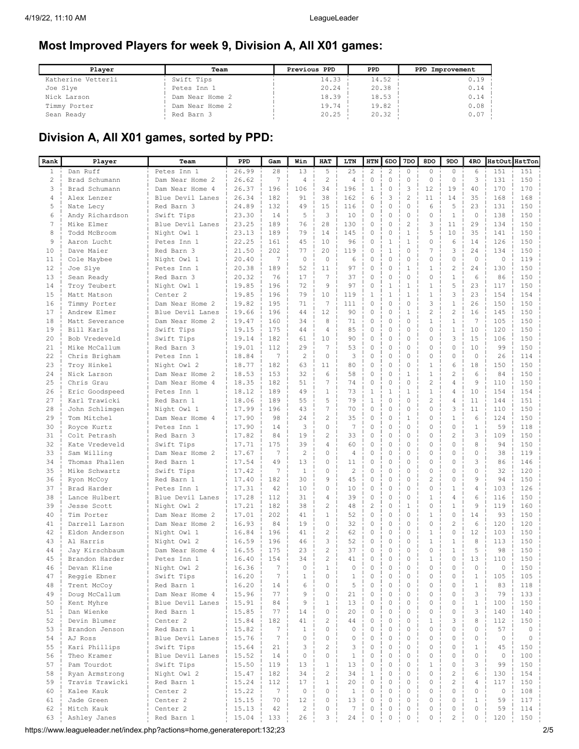## Most Improved Players for week 9, Division A, All X01 games:

| Player | Team | Previous PPD | PPD | PPD Improvement |
|---|---|---|---|---|
| Katherine Vetterli | Swift Tips | 14.33 | 14.52 | 0.19 |
| Joe Slye | Petes Inn 1 | 20.24 | 20.38 | 0.14 |
| Nick Larson | Dam Near Home 2 | 18.39 | 18.53 | 0.14 |
| Timmy Porter | Dam Near Home 2 | 19.74 | 19.82 | 0.08 |
| Sean Ready | Red Barn 3 | 20.25 | 20.32 | 0.07 |

## Division A, All X01 games, sorted by PPD:

| Rank | Player | Team | PPD | Gam | Win | HAT | LTN | HTN | 6DO | 7DO | 8DO | 9DO | 4RO | HstOut | HstTon |
|---|---|---|---|---|---|---|---|---|---|---|---|---|---|---|---|
| 1 | Dan Ruff | Petes Inn 1 | 26.99 | 28 | 13 | 5 | 25 | 2 | 2 | 0 | 0 | 0 | 6 | 151 | 151 |
| 2 | Brad Schumann | Dam Near Home 2 | 26.62 | 7 | 4 | 2 | 4 | 0 | 0 | 0 | 0 | 0 | 3 | 131 | 150 |
| 3 | Brad Schumann | Dam Near Home 4 | 26.37 | 196 | 106 | 34 | 196 | 1 | 0 | 3 | 12 | 19 | 40 | 170 | 170 |
| 4 | Alex Lenzer | Blue Devil Lanes | 26.34 | 182 | 91 | 38 | 162 | 6 | 3 | 2 | 11 | 14 | 35 | 168 | 168 |
| 5 | Nate Lecy | Red Barn 3 | 24.89 | 132 | 49 | 15 | 116 | 0 | 0 | 0 | 6 | 5 | 23 | 131 | 150 |
| 6 | Andy Richardson | Swift Tips | 23.30 | 14 | 5 | 3 | 10 | 0 | 0 | 0 | 0 | 1 | 0 | 138 | 150 |
| 7 | Mike Elmer | Blue Devil Lanes | 23.25 | 189 | 76 | 28 | 130 | 0 | 0 | 2 | 3 | 11 | 29 | 134 | 150 |
| 8 | Todd McBroom | Night Owl 1 | 23.13 | 189 | 79 | 14 | 145 | 0 | 0 | 1 | 5 | 10 | 35 | 141 | 150 |
| 9 | Aaron Lucht | Petes Inn 1 | 22.25 | 161 | 45 | 10 | 96 | 0 | 1 | 1 | 0 | 6 | 14 | 126 | 150 |
| 10 | Dave Maier | Red Barn 3 | 21.50 | 202 | 77 | 20 | 119 | 0 | 1 | 0 | 7 | 3 | 24 | 134 | 150 |
| 11 | Cole Maybee | Night Owl 1 | 20.40 | 7 | 0 | 0 | 6 | 0 | 0 | 0 | 0 | 0 | 0 | 0 | 119 |
| 12 | Joe Slye | Petes Inn 1 | 20.38 | 189 | 52 | 11 | 97 | 0 | 0 | 1 | 1 | 2 | 24 | 130 | 150 |
| 13 | Sean Ready | Red Barn 3 | 20.32 | 76 | 17 | 7 | 37 | 0 | 0 | 0 | 0 | 1 | 6 | 86 | 150 |
| 14 | Troy Teubert | Night Owl 1 | 19.85 | 196 | 72 | 9 | 97 | 0 | 1 | 1 | 1 | 5 | 23 | 117 | 150 |
| 15 | Matt Matson | Center 2 | 19.85 | 196 | 79 | 10 | 119 | 1 | 1 | 1 | 1 | 3 | 23 | 154 | 154 |
| 16 | Timmy Porter | Dam Near Home 2 | 19.82 | 195 | 71 | 7 | 111 | 0 | 0 | 0 | 3 | 1 | 26 | 150 | 150 |
| 17 | Andrew Elmer | Blue Devil Lanes | 19.66 | 196 | 44 | 12 | 90 | 0 | 0 | 1 | 2 | 2 | 16 | 145 | 150 |
| 18 | Matt Severance | Dam Near Home 2 | 19.47 | 160 | 34 | 8 | 71 | 0 | 0 | 0 | 1 | 1 | 7 | 105 | 150 |
| 19 | Bill Karls | Swift Tips | 19.15 | 175 | 44 | 4 | 85 | 0 | 0 | 0 | 0 | 1 | 10 | 120 | 150 |
| 20 | Bob Vredeveld | Swift Tips | 19.14 | 182 | 61 | 10 | 90 | 0 | 0 | 0 | 0 | 3 | 15 | 106 | 150 |
| 21 | Mike McCallum | Red Barn 3 | 19.01 | 112 | 29 | 7 | 53 | 0 | 0 | 0 | 0 | 0 | 10 | 99 | 150 |
| 22 | Chris Brigham | Petes Inn 1 | 18.84 | 7 | 2 | 0 | 3 | 0 | 0 | 0 | 0 | 0 | 0 | 26 | 114 |
| 23 | Troy Hinkel | Night Owl 2 | 18.77 | 182 | 63 | 11 | 80 | 0 | 0 | 0 | 1 | 6 | 18 | 150 | 150 |
| 24 | Nick Larson | Dam Near Home 2 | 18.53 | 153 | 32 | 6 | 58 | 0 | 0 | 1 | 1 | 2 | 6 | 84 | 150 |
| 25 | Chris Grau | Dam Near Home 4 | 18.35 | 182 | 51 | 7 | 74 | 0 | 0 | 0 | 2 | 4 | 9 | 110 | 150 |
| 26 | Eric Goodspeed | Petes Inn 1 | 18.12 | 189 | 49 | 1 | 73 | 1 | 1 | 1 | 1 | 4 | 10 | 154 | 154 |
| 27 | Karl Trawicki | Red Barn 1 | 18.06 | 189 | 55 | 5 | 79 | 1 | 0 | 0 | 2 | 4 | 11 | 144 | 151 |
| 28 | John Schlimgen | Night Owl 1 | 17.99 | 196 | 43 | 7 | 70 | 0 | 0 | 0 | 0 | 3 | 11 | 110 | 150 |
| 29 | Tom Mitchel | Dam Near Home 4 | 17.90 | 98 | 24 | 2 | 35 | 0 | 0 | 1 | 0 | 1 | 6 | 124 | 150 |
| 30 | Royce Kurtz | Petes Inn 1 | 17.90 | 14 | 3 | 0 | 7 | 0 | 0 | 0 | 0 | 0 | 1 | 59 | 118 |
| 31 | Colt Petrash | Red Barn 3 | 17.82 | 84 | 19 | 2 | 33 | 0 | 0 | 0 | 0 | 2 | 3 | 109 | 150 |
| 32 | Kate Vredeveld | Swift Tips | 17.71 | 175 | 39 | 4 | 60 | 0 | 0 | 0 | 0 | 0 | 8 | 94 | 150 |
| 33 | Sam Willing | Dam Near Home 2 | 17.67 | 7 | 2 | 0 | 4 | 0 | 0 | 0 | 0 | 0 | 0 | 38 | 119 |
| 34 | Thomas Phallen | Red Barn 1 | 17.54 | 49 | 13 | 0 | 11 | 0 | 0 | 0 | 0 | 0 | 3 | 86 | 146 |
| 35 | Mike Schwartz | Swift Tips | 17.42 | 7 | 1 | 0 | 2 | 0 | 0 | 0 | 0 | 0 | 0 | 32 | 120 |
| 36 | Ryon McCoy | Red Barn 1 | 17.40 | 182 | 30 | 9 | 45 | 0 | 0 | 0 | 2 | 0 | 9 | 94 | 150 |
| 37 | Brad Harder | Petes Inn 1 | 17.31 | 42 | 10 | 0 | 10 | 0 | 0 | 0 | 0 | 1 | 4 | 103 | 126 |
| 38 | Lance Hulbert | Blue Devil Lanes | 17.28 | 112 | 31 | 4 | 39 | 0 | 0 | 0 | 1 | 4 | 6 | 116 | 150 |
| 39 | Jesse Scott | Night Owl 2 | 17.21 | 182 | 38 | 2 | 48 | 2 | 0 | 1 | 0 | 1 | 9 | 119 | 160 |
| 40 | Tim Porter | Dam Near Home 2 | 17.01 | 202 | 41 | 1 | 52 | 0 | 0 | 0 | 1 | 0 | 14 | 93 | 150 |
| 41 | Darrell Larson | Dam Near Home 2 | 16.93 | 84 | 19 | 0 | 32 | 0 | 0 | 0 | 0 | 2 | 6 | 120 | 120 |
| 42 | Eldon Anderson | Night Owl 1 | 16.84 | 196 | 41 | 2 | 62 | 0 | 0 | 0 | 1 | 0 | 12 | 103 | 150 |
| 43 | Al Harris | Night Owl 2 | 16.59 | 196 | 46 | 3 | 52 | 0 | 0 | 0 | 1 | 1 | 8 | 113 | 150 |
| 44 | Jay Kirschbaum | Dam Near Home 4 | 16.55 | 175 | 23 | 2 | 37 | 0 | 0 | 0 | 0 | 1 | 5 | 98 | 150 |
| 45 | Brandon Harder | Petes Inn 1 | 16.40 | 154 | 34 | 2 | 41 | 0 | 0 | 0 | 1 | 0 | 13 | 110 | 150 |
| 46 | Devan Kline | Night Owl 2 | 16.36 | 7 | 0 | 1 | 0 | 0 | 0 | 0 | 0 | 0 | 0 | 0 | 150 |
| 47 | Reggie Ebner | Swift Tips | 16.20 | 7 | 1 | 0 | 1 | 0 | 0 | 0 | 0 | 0 | 1 | 105 | 105 |
| 48 | Trent McCoy | Red Barn 1 | 16.20 | 14 | 6 | 0 | 5 | 0 | 0 | 0 | 0 | 0 | 1 | 83 | 118 |
| 49 | Doug McCallum | Dam Near Home 4 | 15.96 | 77 | 9 | 0 | 21 | 0 | 0 | 0 | 0 | 0 | 3 | 79 | 133 |
| 50 | Kent Myhre | Blue Devil Lanes | 15.91 | 84 | 9 | 1 | 13 | 0 | 0 | 0 | 0 | 0 | 1 | 100 | 150 |
| 51 | Dan Wienke | Red Barn 1 | 15.85 | 77 | 14 | 0 | 20 | 0 | 0 | 0 | 0 | 0 | 3 | 140 | 140 |
| 52 | Devin Blumer | Center 2 | 15.84 | 182 | 41 | 2 | 44 | 0 | 0 | 0 | 1 | 3 | 8 | 112 | 150 |
| 53 | Brandon Jenson | Red Barn 1 | 15.82 | 7 | 1 | 0 | 0 | 0 | 0 | 0 | 0 | 0 | 0 | 57 | 0 |
| 54 | AJ Ross | Blue Devil Lanes | 15.76 | 7 | 0 | 0 | 0 | 0 | 0 | 0 | 0 | 0 | 0 | 0 | 0 |
| 55 | Kari Phillips | Swift Tips | 15.64 | 21 | 3 | 2 | 3 | 0 | 0 | 0 | 0 | 0 | 1 | 45 | 150 |
| 56 | Theo Kramer | Blue Devil Lanes | 15.52 | 14 | 0 | 0 | 1 | 0 | 0 | 0 | 0 | 0 | 0 | 0 | 100 |
| 57 | Pam Tourdot | Swift Tips | 15.50 | 119 | 13 | 1 | 13 | 0 | 0 | 0 | 1 | 0 | 3 | 99 | 150 |
| 58 | Ryan Armstrong | Night Owl 2 | 15.47 | 182 | 34 | 2 | 34 | 1 | 0 | 0 | 0 | 2 | 6 | 130 | 154 |
| 59 | Travis Trawicki | Red Barn 1 | 15.24 | 112 | 17 | 1 | 20 | 0 | 0 | 0 | 0 | 2 | 4 | 117 | 150 |
| 60 | Kalee Kauk | Center 2 | 15.22 | 7 | 0 | 0 | 1 | 0 | 0 | 0 | 0 | 0 | 0 | 0 | 108 |
| 61 | Jade Green | Center 2 | 15.15 | 70 | 12 | 0 | 13 | 0 | 0 | 0 | 0 | 0 | 1 | 59 | 117 |
| 62 | Mitch Kauk | Center 2 | 15.13 | 42 | 2 | 0 | 7 | 0 | 0 | 0 | 0 | 0 | 0 | 59 | 114 |
| 63 | Ashley Janes | Red Barn 1 | 15.04 | 133 | 26 | 3 | 24 | 0 | 0 | 0 | 0 | 2 | 0 | 120 | 150 |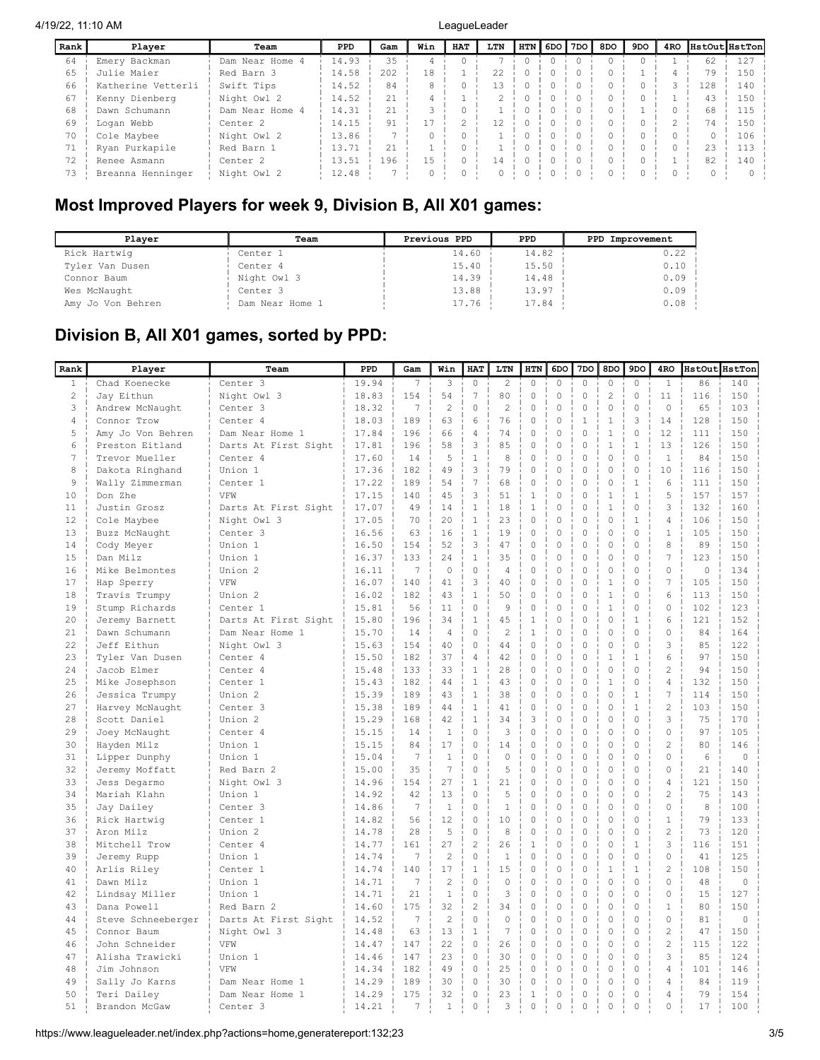| Rank | Player | Team | PPD | Gam | Win | HAT | LTN | HTN | 6DO | 7DO | 8DO | 9DO | 4RO | HstOut | HstTon |
|---|---|---|---|---|---|---|---|---|---|---|---|---|---|---|---|
| 64 | Emery Backman | Dam Near Home 4 | 14.93 | 35 | 4 | 0 | 7 | 0 | 0 | 0 | 0 | 0 | 1 | 62 | 127 |
| 65 | Julie Maier | Red Barn 3 | 14.58 | 202 | 18 | 1 | 22 | 0 | 0 | 0 | 0 | 1 | 4 | 79 | 150 |
| 66 | Katherine Vetterli | Swift Tips | 14.52 | 84 | 8 | 0 | 13 | 0 | 0 | 0 | 0 | 0 | 3 | 128 | 140 |
| 67 | Kenny Dienberg | Night Owl 2 | 14.52 | 21 | 4 | 1 | 2 | 0 | 0 | 0 | 0 | 0 | 1 | 43 | 150 |
| 68 | Dawn Schumann | Dam Near Home 4 | 14.31 | 21 | 3 | 0 | 1 | 0 | 0 | 0 | 0 | 1 | 0 | 68 | 115 |
| 69 | Logan Webb | Center 2 | 14.15 | 91 | 17 | 2 | 12 | 0 | 0 | 0 | 0 | 0 | 2 | 74 | 150 |
| 70 | Cole Maybee | Night Owl 2 | 13.86 | 7 | 0 | 0 | 1 | 0 | 0 | 0 | 0 | 0 | 0 | 0 | 106 |
| 71 | Ryan Purkapile | Red Barn 1 | 13.71 | 21 | 1 | 0 | 1 | 0 | 0 | 0 | 0 | 0 | 0 | 23 | 113 |
| 72 | Renee Asmann | Center 2 | 13.51 | 196 | 15 | 0 | 14 | 0 | 0 | 0 | 0 | 0 | 1 | 82 | 140 |
| 73 | Breanna Henninger | Night Owl 2 | 12.48 | 7 | 0 | 0 | 0 | 0 | 0 | 0 | 0 | 0 | 0 | 0 | 0 |

## Most Improved Players for week 9, Division B, All X01 games:

| Player | Team | Previous PPD | PPD | PPD Improvement |
|---|---|---|---|---|
| Rick Hartwig | Center 1 | 14.60 | 14.82 | 0.22 |
| Tyler Van Dusen | Center 4 | 15.40 | 15.50 | 0.10 |
| Connor Baum | Night Owl 3 | 14.39 | 14.48 | 0.09 |
| Wes McNaught | Center 3 | 13.88 | 13.97 | 0.09 |
| Amy Jo Von Behren | Dam Near Home 1 | 17.76 | 17.84 | 0.08 |

## Division B, All X01 games, sorted by PPD:

| Rank | Player | Team | PPD | Gam | Win | HAT | LTN | HTN | 6DO | 7DO | 8DO | 9DO | 4RO | HstOut | HstTon |
|---|---|---|---|---|---|---|---|---|---|---|---|---|---|---|---|
| 1 | Chad Koenecke | Center 3 | 19.94 | 7 | 3 | 0 | 2 | 0 | 0 | 0 | 0 | 0 | 1 | 86 | 140 |
| 2 | Jay Eithun | Night Owl 3 | 18.83 | 154 | 54 | 7 | 80 | 0 | 0 | 0 | 2 | 0 | 11 | 116 | 150 |
| 3 | Andrew McNaught | Center 3 | 18.32 | 7 | 2 | 0 | 2 | 0 | 0 | 0 | 0 | 0 | 0 | 65 | 103 |
| 4 | Connor Trow | Center 4 | 18.03 | 189 | 63 | 6 | 76 | 0 | 0 | 1 | 1 | 3 | 14 | 128 | 150 |
| 5 | Amy Jo Von Behren | Dam Near Home 1 | 17.84 | 196 | 66 | 4 | 74 | 0 | 0 | 0 | 1 | 0 | 12 | 111 | 150 |
| 6 | Preston Eitland | Darts At First Sight | 17.81 | 196 | 58 | 3 | 85 | 0 | 0 | 0 | 1 | 1 | 13 | 126 | 150 |
| 7 | Trevor Mueller | Center 4 | 17.60 | 14 | 5 | 1 | 8 | 0 | 0 | 0 | 0 | 0 | 1 | 84 | 150 |
| 8 | Dakota Ringhand | Union 1 | 17.36 | 182 | 49 | 3 | 79 | 0 | 0 | 0 | 0 | 0 | 10 | 116 | 150 |
| 9 | Wally Zimmerman | Center 1 | 17.22 | 189 | 54 | 7 | 68 | 0 | 0 | 0 | 0 | 1 | 6 | 111 | 150 |
| 10 | Don Zhe | VFW | 17.15 | 140 | 45 | 3 | 51 | 1 | 0 | 0 | 1 | 1 | 5 | 157 | 157 |
| 11 | Justin Grosz | Darts At First Sight | 17.07 | 49 | 14 | 1 | 18 | 1 | 0 | 0 | 1 | 0 | 3 | 132 | 160 |
| 12 | Cole Maybee | Night Owl 3 | 17.05 | 70 | 20 | 1 | 23 | 0 | 0 | 0 | 0 | 1 | 4 | 106 | 150 |
| 13 | Buzz McNaught | Center 3 | 16.56 | 63 | 16 | 1 | 19 | 0 | 0 | 0 | 0 | 0 | 1 | 105 | 150 |
| 14 | Cody Meyer | Union 1 | 16.50 | 154 | 52 | 3 | 47 | 0 | 0 | 0 | 0 | 0 | 8 | 89 | 150 |
| 15 | Dan Milz | Union 1 | 16.37 | 133 | 24 | 1 | 35 | 0 | 0 | 0 | 0 | 0 | 7 | 123 | 150 |
| 16 | Mike Belmontes | Union 2 | 16.11 | 7 | 0 | 0 | 4 | 0 | 0 | 0 | 0 | 0 | 0 | 0 | 134 |
| 17 | Hap Sperry | VFW | 16.07 | 140 | 41 | 3 | 40 | 0 | 0 | 0 | 1 | 0 | 7 | 105 | 150 |
| 18 | Travis Trumpy | Union 2 | 16.02 | 182 | 43 | 1 | 50 | 0 | 0 | 0 | 1 | 0 | 6 | 113 | 150 |
| 19 | Stump Richards | Center 1 | 15.81 | 56 | 11 | 0 | 9 | 0 | 0 | 0 | 1 | 0 | 0 | 102 | 123 |
| 20 | Jeremy Barnett | Darts At First Sight | 15.80 | 196 | 34 | 1 | 45 | 1 | 0 | 0 | 0 | 1 | 6 | 121 | 152 |
| 21 | Dawn Schumann | Dam Near Home 1 | 15.70 | 14 | 4 | 0 | 2 | 1 | 0 | 0 | 0 | 0 | 0 | 84 | 164 |
| 22 | Jeff Eithun | Night Owl 3 | 15.63 | 154 | 40 | 0 | 44 | 0 | 0 | 0 | 0 | 0 | 3 | 85 | 122 |
| 23 | Tyler Van Dusen | Center 4 | 15.50 | 182 | 37 | 4 | 42 | 0 | 0 | 0 | 1 | 1 | 6 | 97 | 150 |
| 24 | Jacob Elmer | Center 4 | 15.48 | 133 | 33 | 1 | 28 | 0 | 0 | 0 | 0 | 0 | 2 | 94 | 150 |
| 25 | Mike Josephson | Center 1 | 15.43 | 182 | 44 | 1 | 43 | 0 | 0 | 0 | 1 | 0 | 4 | 132 | 150 |
| 26 | Jessica Trumpy | Union 2 | 15.39 | 189 | 43 | 1 | 38 | 0 | 0 | 0 | 0 | 1 | 7 | 114 | 150 |
| 27 | Harvey McNaught | Center 3 | 15.38 | 189 | 44 | 1 | 41 | 0 | 0 | 0 | 0 | 1 | 2 | 103 | 150 |
| 28 | Scott Daniel | Union 2 | 15.29 | 168 | 42 | 1 | 34 | 3 | 0 | 0 | 0 | 0 | 3 | 75 | 170 |
| 29 | Joey McNaught | Center 4 | 15.15 | 14 | 1 | 0 | 3 | 0 | 0 | 0 | 0 | 0 | 0 | 97 | 105 |
| 30 | Hayden Milz | Union 1 | 15.15 | 84 | 17 | 0 | 14 | 0 | 0 | 0 | 0 | 0 | 2 | 80 | 146 |
| 31 | Lipper Dunphy | Union 1 | 15.04 | 7 | 1 | 0 | 0 | 0 | 0 | 0 | 0 | 0 | 0 | 6 | 0 |
| 32 | Jeremy Moffatt | Red Barn 2 | 15.00 | 35 | 7 | 0 | 5 | 0 | 0 | 0 | 0 | 0 | 0 | 21 | 140 |
| 33 | Jess Degarmo | Night Owl 3 | 14.96 | 154 | 27 | 1 | 21 | 0 | 0 | 0 | 0 | 0 | 4 | 121 | 150 |
| 34 | Mariah Klahn | Union 1 | 14.92 | 42 | 13 | 0 | 5 | 0 | 0 | 0 | 0 | 0 | 2 | 75 | 143 |
| 35 | Jay Dailey | Center 3 | 14.86 | 7 | 1 | 0 | 1 | 0 | 0 | 0 | 0 | 0 | 0 | 8 | 100 |
| 36 | Rick Hartwig | Center 1 | 14.82 | 56 | 12 | 0 | 10 | 0 | 0 | 0 | 0 | 0 | 1 | 79 | 133 |
| 37 | Aron Milz | Union 2 | 14.78 | 28 | 5 | 0 | 8 | 0 | 0 | 0 | 0 | 0 | 2 | 73 | 120 |
| 38 | Mitchell Trow | Center 4 | 14.77 | 161 | 27 | 2 | 26 | 1 | 0 | 0 | 0 | 1 | 3 | 116 | 151 |
| 39 | Jeremy Rupp | Union 1 | 14.74 | 7 | 2 | 0 | 1 | 0 | 0 | 0 | 0 | 0 | 0 | 41 | 125 |
| 40 | Arlis Riley | Center 1 | 14.74 | 140 | 17 | 1 | 15 | 0 | 0 | 0 | 1 | 1 | 2 | 108 | 150 |
| 41 | Dawn Milz | Union 1 | 14.71 | 7 | 2 | 0 | 0 | 0 | 0 | 0 | 0 | 0 | 0 | 48 | 0 |
| 42 | Lindsay Miller | Union 1 | 14.71 | 21 | 1 | 0 | 3 | 0 | 0 | 0 | 0 | 0 | 0 | 15 | 127 |
| 43 | Dana Powell | Red Barn 2 | 14.60 | 175 | 32 | 2 | 34 | 0 | 0 | 0 | 0 | 0 | 1 | 80 | 150 |
| 44 | Steve Schneeberger | Darts At First Sight | 14.52 | 7 | 2 | 0 | 0 | 0 | 0 | 0 | 0 | 0 | 0 | 81 | 0 |
| 45 | Connor Baum | Night Owl 3 | 14.48 | 63 | 13 | 1 | 7 | 0 | 0 | 0 | 0 | 0 | 2 | 47 | 150 |
| 46 | John Schneider | VFW | 14.47 | 147 | 22 | 0 | 26 | 0 | 0 | 0 | 0 | 0 | 2 | 115 | 122 |
| 47 | Alisha Trawicki | Union 1 | 14.46 | 147 | 23 | 0 | 30 | 0 | 0 | 0 | 0 | 0 | 3 | 85 | 124 |
| 48 | Jim Johnson | VFW | 14.34 | 182 | 49 | 0 | 25 | 0 | 0 | 0 | 0 | 0 | 4 | 101 | 146 |
| 49 | Sally Jo Karns | Dam Near Home 1 | 14.29 | 189 | 30 | 0 | 30 | 0 | 0 | 0 | 0 | 0 | 4 | 84 | 119 |
| 50 | Teri Dailey | Dam Near Home 1 | 14.29 | 175 | 32 | 0 | 23 | 1 | 0 | 0 | 0 | 0 | 4 | 79 | 154 |
| 51 | Brandon McGaw | Center 3 | 14.21 | 7 | 1 | 0 | 3 | 0 | 0 | 0 | 0 | 0 | 0 | 17 | 100 |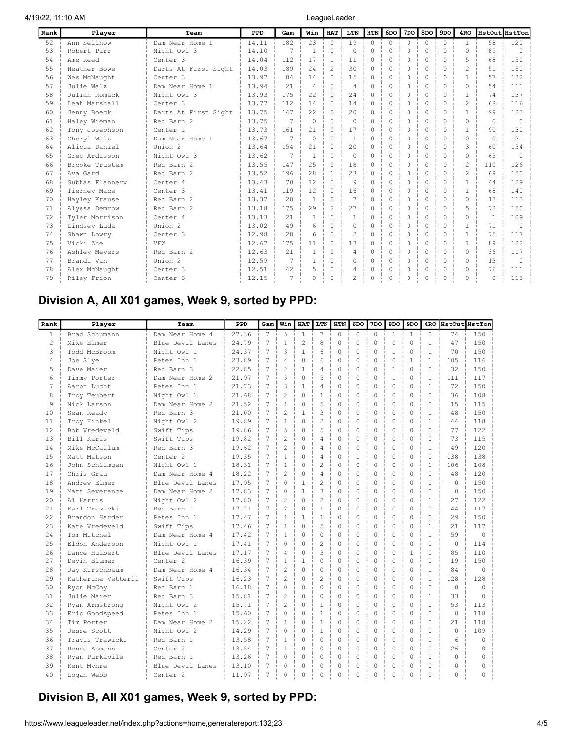| Rank | Player | Team | PPD | Gam | Win | HAT | LTN | HTN | 6DO | 7DO | 8DO | 9DO | 4RO | HstOut | HstTon |
|---|---|---|---|---|---|---|---|---|---|---|---|---|---|---|---|
| 52 | Ann Sellnow | Dam Near Home 1 | 14.11 | 182 | 23 | 0 | 19 | 0 | 0 | 0 | 0 | 0 | 1 | 58 | 120 |
| 53 | Robert Parr | Night Owl 3 | 14.10 | 7 | 1 | 0 | 0 | 0 | 0 | 0 | 0 | 0 | 0 | 89 | 0 |
| 54 | Ame Reed | Center 3 | 14.04 | 112 | 17 | 1 | 11 | 0 | 0 | 0 | 0 | 0 | 5 | 68 | 150 |
| 55 | Heather Bowe | Darts At First Sight | 14.03 | 189 | 24 | 2 | 30 | 0 | 0 | 0 | 0 | 0 | 2 | 51 | 150 |
| 56 | Wes McNaught | Center 3 | 13.97 | 84 | 14 | 0 | 15 | 0 | 0 | 0 | 0 | 0 | 1 | 57 | 132 |
| 57 | Julie Walz | Dam Near Home 1 | 13.94 | 21 | 4 | 0 | 4 | 0 | 0 | 0 | 0 | 0 | 0 | 54 | 111 |
| 58 | Julian Romack | Night Owl 3 | 13.93 | 175 | 22 | 0 | 24 | 0 | 0 | 0 | 0 | 0 | 1 | 74 | 137 |
| 59 | Leah Marshall | Center 3 | 13.77 | 112 | 14 | 0 | 14 | 0 | 0 | 0 | 0 | 0 | 2 | 68 | 116 |
| 60 | Jenny Boeck | Darts At First Sight | 13.75 | 147 | 22 | 0 | 20 | 0 | 0 | 0 | 0 | 0 | 1 | 99 | 123 |
| 61 | Haley Wieman | Red Barn 2 | 13.75 | 7 | 0 | 0 | 0 | 0 | 0 | 0 | 0 | 0 | 0 | 0 | 0 |
| 62 | Tony Josephson | Center 1 | 13.73 | 161 | 21 | 0 | 17 | 0 | 0 | 0 | 0 | 0 | 1 | 90 | 130 |
| 63 | Cheryl Walz | Dam Near Home 1 | 13.67 | 7 | 0 | 0 | 1 | 0 | 0 | 0 | 0 | 0 | 0 | 0 | 121 |
| 64 | Alicia Daniel | Union 2 | 13.64 | 154 | 21 | 0 | 20 | 0 | 0 | 0 | 0 | 0 | 3 | 60 | 134 |
| 65 | Greg Ardisson | Night Owl 3 | 13.62 | 7 | 1 | 0 | 0 | 0 | 0 | 0 | 0 | 0 | 0 | 65 | 0 |
| 66 | Brooke Trustem | Red Barn 2 | 13.55 | 147 | 25 | 0 | 18 | 0 | 0 | 0 | 0 | 0 | 2 | 110 | 126 |
| 67 | Ava Gard | Red Barn 2 | 13.52 | 196 | 28 | 1 | 23 | 0 | 0 | 0 | 0 | 0 | 2 | 69 | 150 |
| 68 | Subhas Flannery | Center 4 | 13.43 | 70 | 12 | 0 | 9 | 0 | 0 | 0 | 0 | 0 | 1 | 44 | 129 |
| 69 | Tierney Mace | Center 3 | 13.41 | 119 | 12 | 0 | 16 | 0 | 0 | 0 | 0 | 0 | 1 | 68 | 140 |
| 70 | Hayley Krause | Red Barn 2 | 13.37 | 28 | 1 | 0 | 7 | 0 | 0 | 0 | 0 | 0 | 0 | 13 | 113 |
| 71 | Alyssa Demrow | Red Barn 2 | 13.18 | 175 | 29 | 2 | 27 | 0 | 0 | 0 | 0 | 0 | 5 | 72 | 150 |
| 72 | Tyler Morrison | Center 4 | 13.13 | 21 | 1 | 0 | 1 | 0 | 0 | 0 | 0 | 0 | 0 | 1 | 109 |
| 73 | Lindsey Luda | Union 2 | 13.02 | 49 | 6 | 0 | 0 | 0 | 0 | 0 | 0 | 0 | 1 | 71 | 0 |
| 74 | Shawn Lowry | Center 3 | 12.98 | 28 | 6 | 0 | 2 | 0 | 0 | 0 | 0 | 0 | 1 | 75 | 117 |
| 75 | Vicki Zhe | VFW | 12.67 | 175 | 11 | 0 | 13 | 0 | 0 | 0 | 0 | 0 | 1 | 89 | 122 |
| 76 | Ashley Meyers | Red Barn 2 | 12.63 | 21 | 1 | 0 | 4 | 0 | 0 | 0 | 0 | 0 | 0 | 36 | 117 |
| 77 | Brandi Van | Union 2 | 12.59 | 7 | 1 | 0 | 0 | 0 | 0 | 0 | 0 | 0 | 0 | 13 | 0 |
| 78 | Alex McNaught | Center 3 | 12.51 | 42 | 5 | 0 | 4 | 0 | 0 | 0 | 0 | 0 | 0 | 76 | 111 |
| 79 | Riley Frion | Center 3 | 12.15 | 7 | 0 | 0 | 2 | 0 | 0 | 0 | 0 | 0 | 0 | 0 | 115 |

## Division A, All X01 games, Week 9, sorted by PPD:

| Rank | Player | Team | PPD | Gam | Win | HAT | LTN | HTN | 6DO | 7DO | 8DO | 9DO | 4RO | HstOut | HstTon |
|---|---|---|---|---|---|---|---|---|---|---|---|---|---|---|---|
| 1 | Brad Schumann | Dam Near Home 4 | 27.36 | 7 | 5 | 1 | 7 | 0 | 0 | 0 | 1 | 1 | 0 | 74 | 150 |
| 2 | Mike Elmer | Blue Devil Lanes | 24.79 | 7 | 1 | 2 | 8 | 0 | 0 | 0 | 0 | 0 | 1 | 47 | 150 |
| 3 | Todd McBroom | Night Owl 1 | 24.37 | 7 | 3 | 1 | 6 | 0 | 0 | 0 | 1 | 0 | 1 | 70 | 150 |
| 4 | Joe Slye | Petes Inn 1 | 23.89 | 7 | 4 | 0 | 6 | 0 | 0 | 0 | 0 | 1 | 1 | 105 | 116 |
| 5 | Dave Maier | Red Barn 3 | 22.85 | 7 | 2 | 1 | 4 | 0 | 0 | 0 | 1 | 0 | 0 | 32 | 150 |
| 6 | Timmy Porter | Dam Near Home 2 | 21.97 | 7 | 5 | 0 | 5 | 0 | 0 | 0 | 1 | 0 | 1 | 111 | 117 |
| 7 | Aaron Lucht | Petes Inn 1 | 21.73 | 7 | 3 | 1 | 4 | 0 | 0 | 0 | 0 | 0 | 1 | 72 | 150 |
| 8 | Troy Teubert | Night Owl 1 | 21.68 | 7 | 2 | 0 | 1 | 0 | 0 | 0 | 0 | 0 | 0 | 36 | 108 |
| 9 | Nick Larson | Dam Near Home 2 | 21.52 | 7 | 1 | 0 | 5 | 0 | 0 | 0 | 0 | 0 | 0 | 15 | 115 |
| 10 | Sean Ready | Red Barn 3 | 21.00 | 7 | 2 | 1 | 3 | 0 | 0 | 0 | 0 | 0 | 1 | 48 | 150 |
| 11 | Troy Hinkel | Night Owl 2 | 19.89 | 7 | 1 | 0 | 2 | 0 | 0 | 0 | 0 | 0 | 1 | 44 | 118 |
| 12 | Bob Vredeveld | Swift Tips | 19.86 | 7 | 5 | 0 | 5 | 0 | 0 | 0 | 0 | 0 | 0 | 77 | 122 |
| 13 | Bill Karls | Swift Tips | 19.82 | 7 | 2 | 0 | 4 | 0 | 0 | 0 | 0 | 0 | 0 | 73 | 115 |
| 14 | Mike McCallum | Red Barn 3 | 19.62 | 7 | 2 | 0 | 4 | 0 | 0 | 0 | 0 | 0 | 1 | 49 | 120 |
| 15 | Matt Matson | Center 2 | 19.35 | 7 | 1 | 0 | 4 | 0 | 1 | 0 | 0 | 0 | 0 | 138 | 138 |
| 16 | John Schlimgen | Night Owl 1 | 18.31 | 7 | 1 | 0 | 2 | 0 | 0 | 0 | 0 | 0 | 1 | 106 | 108 |
| 17 | Chris Grau | Dam Near Home 4 | 18.22 | 7 | 2 | 0 | 4 | 0 | 0 | 0 | 0 | 0 | 0 | 48 | 120 |
| 18 | Andrew Elmer | Blue Devil Lanes | 17.95 | 7 | 0 | 1 | 2 | 0 | 0 | 0 | 0 | 0 | 0 | 0 | 150 |
| 19 | Matt Severance | Dam Near Home 2 | 17.83 | 7 | 0 | 1 | 3 | 0 | 0 | 0 | 0 | 0 | 0 | 0 | 150 |
| 20 | Al Harris | Night Owl 2 | 17.80 | 7 | 2 | 0 | 2 | 0 | 0 | 0 | 0 | 0 | 1 | 27 | 122 |
| 21 | Karl Trawicki | Red Barn 1 | 17.71 | 7 | 2 | 0 | 1 | 0 | 0 | 0 | 0 | 0 | 0 | 44 | 117 |
| 22 | Brandon Harder | Petes Inn 1 | 17.47 | 7 | 1 | 1 | 1 | 0 | 0 | 0 | 0 | 0 | 0 | 29 | 150 |
| 23 | Kate Vredeveld | Swift Tips | 17.46 | 7 | 1 | 0 | 5 | 0 | 0 | 0 | 0 | 0 | 1 | 21 | 117 |
| 24 | Tom Mitchel | Dam Near Home 4 | 17.42 | 7 | 1 | 0 | 0 | 0 | 0 | 0 | 0 | 0 | 1 | 59 | 0 |
| 25 | Eldon Anderson | Night Owl 1 | 17.41 | 7 | 0 | 0 | 2 | 0 | 0 | 0 | 0 | 0 | 0 | 0 | 114 |
| 26 | Lance Hulbert | Blue Devil Lanes | 17.17 | 7 | 4 | 0 | 3 | 0 | 0 | 0 | 0 | 1 | 0 | 85 | 110 |
| 27 | Devin Blumer | Center 2 | 16.39 | 7 | 1 | 1 | 0 | 0 | 0 | 0 | 0 | 0 | 0 | 19 | 150 |
| 28 | Jay Kirschbaum | Dam Near Home 4 | 16.34 | 7 | 2 | 0 | 0 | 0 | 0 | 0 | 0 | 0 | 1 | 84 | 0 |
| 29 | Katherine Vetterli | Swift Tips | 16.23 | 7 | 2 | 0 | 2 | 0 | 0 | 0 | 0 | 0 | 1 | 128 | 128 |
| 30 | Ryon McCoy | Red Barn 1 | 16.18 | 7 | 0 | 0 | 0 | 0 | 0 | 0 | 0 | 0 | 0 | 0 | 0 |
| 31 | Julie Maier | Red Barn 3 | 15.81 | 7 | 2 | 0 | 0 | 0 | 0 | 0 | 0 | 0 | 1 | 33 | 0 |
| 32 | Ryan Armstrong | Night Owl 2 | 15.71 | 7 | 2 | 0 | 1 | 0 | 0 | 0 | 0 | 0 | 0 | 53 | 113 |
| 33 | Eric Goodspeed | Petes Inn 1 | 15.60 | 7 | 0 | 0 | 1 | 0 | 0 | 0 | 0 | 0 | 0 | 0 | 118 |
| 34 | Tim Porter | Dam Near Home 2 | 15.22 | 7 | 1 | 0 | 1 | 0 | 0 | 0 | 0 | 0 | 0 | 21 | 118 |
| 35 | Jesse Scott | Night Owl 2 | 14.29 | 7 | 0 | 0 | 1 | 0 | 0 | 0 | 0 | 0 | 0 | 0 | 109 |
| 36 | Travis Trawicki | Red Barn 1 | 13.58 | 7 | 1 | 0 | 0 | 0 | 0 | 0 | 0 | 0 | 0 | 6 | 0 |
| 37 | Renee Asmann | Center 2 | 13.54 | 7 | 1 | 0 | 0 | 0 | 0 | 0 | 0 | 0 | 0 | 26 | 0 |
| 38 | Ryan Purkapile | Red Barn 1 | 13.26 | 7 | 0 | 0 | 0 | 0 | 0 | 0 | 0 | 0 | 0 | 0 | 0 |
| 39 | Kent Myhre | Blue Devil Lanes | 13.10 | 7 | 0 | 0 | 0 | 0 | 0 | 0 | 0 | 0 | 0 | 0 | 0 |
| 40 | Logan Webb | Center 2 | 11.97 | 7 | 0 | 0 | 0 | 0 | 0 | 0 | 0 | 0 | 0 | 0 | 0 |

## Division B, All X01 games, Week 9, sorted by PPD: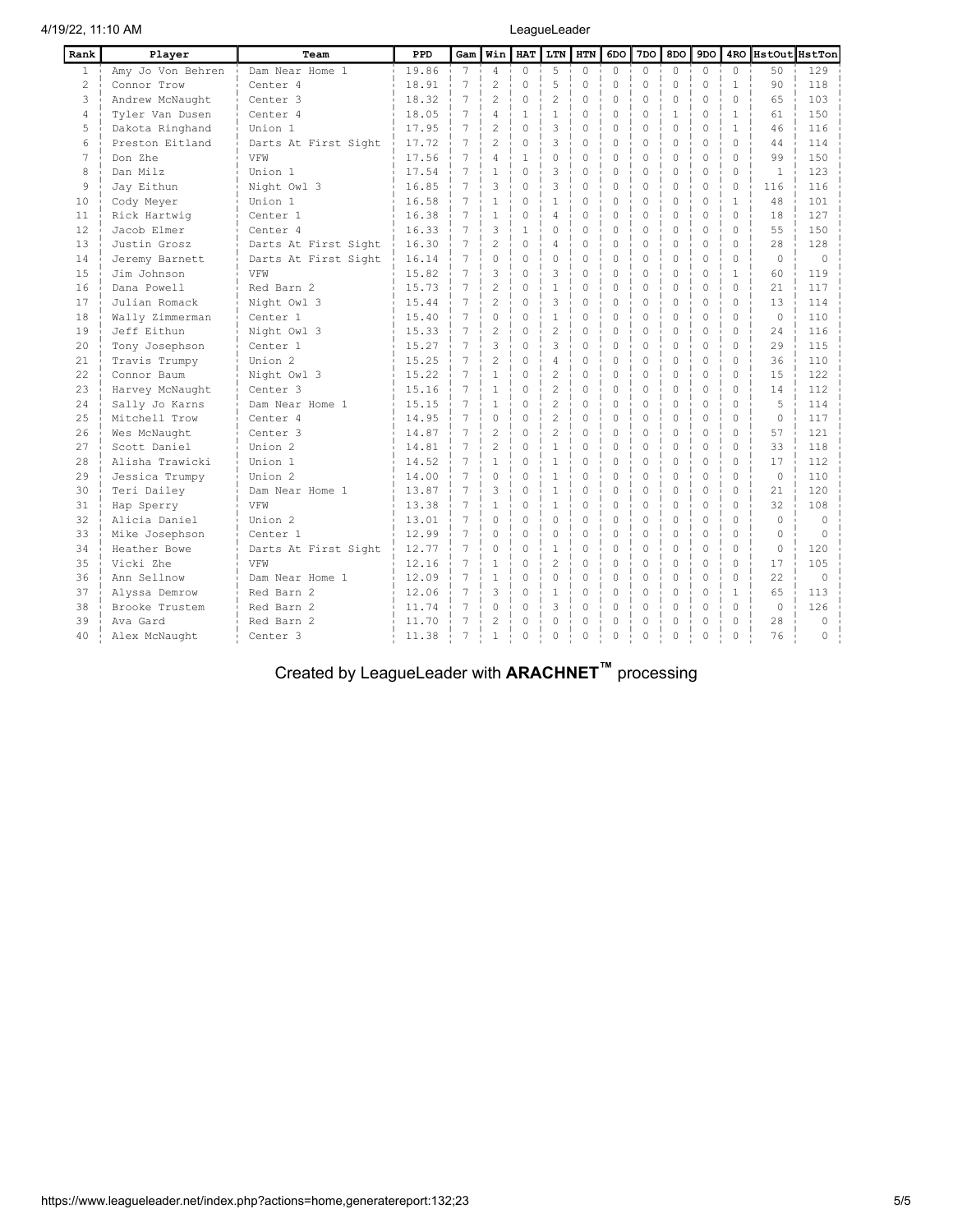| Rank | Player | Team | PPD | Gam | Win | HAT | LTN | HTN | 6DO | 7DO | 8DO | 9DO | 4RO | HstOut | HstTon |
|---|---|---|---|---|---|---|---|---|---|---|---|---|---|---|---|
| 1 | Amy Jo Von Behren | Dam Near Home 1 | 19.86 | 7 | 4 | 0 | 5 | 0 | 0 | 0 | 0 | 0 | 0 | 50 | 129 |
| 2 | Connor Trow | Center 4 | 18.91 | 7 | 2 | 0 | 5 | 0 | 0 | 0 | 0 | 0 | 1 | 90 | 118 |
| 3 | Andrew McNaught | Center 3 | 18.32 | 7 | 2 | 0 | 2 | 0 | 0 | 0 | 0 | 0 | 0 | 65 | 103 |
| 4 | Tyler Van Dusen | Center 4 | 18.05 | 7 | 4 | 1 | 1 | 0 | 0 | 0 | 1 | 0 | 1 | 61 | 150 |
| 5 | Dakota Ringhand | Union 1 | 17.95 | 7 | 2 | 0 | 3 | 0 | 0 | 0 | 0 | 0 | 1 | 46 | 116 |
| 6 | Preston Eitland | Darts At First Sight | 17.72 | 7 | 2 | 0 | 3 | 0 | 0 | 0 | 0 | 0 | 0 | 44 | 114 |
| 7 | Don Zhe | VFW | 17.56 | 7 | 4 | 1 | 0 | 0 | 0 | 0 | 0 | 0 | 0 | 99 | 150 |
| 8 | Dan Milz | Union 1 | 17.54 | 7 | 1 | 0 | 3 | 0 | 0 | 0 | 0 | 0 | 0 | 1 | 123 |
| 9 | Jay Eithun | Night Owl 3 | 16.85 | 7 | 3 | 0 | 3 | 0 | 0 | 0 | 0 | 0 | 0 | 116 | 116 |
| 10 | Cody Meyer | Union 1 | 16.58 | 7 | 1 | 0 | 1 | 0 | 0 | 0 | 0 | 0 | 1 | 48 | 101 |
| 11 | Rick Hartwig | Center 1 | 16.38 | 7 | 1 | 0 | 4 | 0 | 0 | 0 | 0 | 0 | 0 | 18 | 127 |
| 12 | Jacob Elmer | Center 4 | 16.33 | 7 | 3 | 1 | 0 | 0 | 0 | 0 | 0 | 0 | 0 | 55 | 150 |
| 13 | Justin Grosz | Darts At First Sight | 16.30 | 7 | 2 | 0 | 4 | 0 | 0 | 0 | 0 | 0 | 0 | 28 | 128 |
| 14 | Jeremy Barnett | Darts At First Sight | 16.14 | 7 | 0 | 0 | 0 | 0 | 0 | 0 | 0 | 0 | 0 | 0 | 0 |
| 15 | Jim Johnson | VFW | 15.82 | 7 | 3 | 0 | 3 | 0 | 0 | 0 | 0 | 0 | 1 | 60 | 119 |
| 16 | Dana Powell | Red Barn 2 | 15.73 | 7 | 2 | 0 | 1 | 0 | 0 | 0 | 0 | 0 | 0 | 21 | 117 |
| 17 | Julian Romack | Night Owl 3 | 15.44 | 7 | 2 | 0 | 3 | 0 | 0 | 0 | 0 | 0 | 0 | 13 | 114 |
| 18 | Wally Zimmerman | Center 1 | 15.40 | 7 | 0 | 0 | 1 | 0 | 0 | 0 | 0 | 0 | 0 | 0 | 110 |
| 19 | Jeff Eithun | Night Owl 3 | 15.33 | 7 | 2 | 0 | 2 | 0 | 0 | 0 | 0 | 0 | 0 | 24 | 116 |
| 20 | Tony Josephson | Center 1 | 15.27 | 7 | 3 | 0 | 3 | 0 | 0 | 0 | 0 | 0 | 0 | 29 | 115 |
| 21 | Travis Trumpy | Union 2 | 15.25 | 7 | 2 | 0 | 4 | 0 | 0 | 0 | 0 | 0 | 0 | 36 | 110 |
| 22 | Connor Baum | Night Owl 3 | 15.22 | 7 | 1 | 0 | 2 | 0 | 0 | 0 | 0 | 0 | 0 | 15 | 122 |
| 23 | Harvey McNaught | Center 3 | 15.16 | 7 | 1 | 0 | 2 | 0 | 0 | 0 | 0 | 0 | 0 | 14 | 112 |
| 24 | Sally Jo Karns | Dam Near Home 1 | 15.15 | 7 | 1 | 0 | 2 | 0 | 0 | 0 | 0 | 0 | 0 | 5 | 114 |
| 25 | Mitchell Trow | Center 4 | 14.95 | 7 | 0 | 0 | 2 | 0 | 0 | 0 | 0 | 0 | 0 | 0 | 117 |
| 26 | Wes McNaught | Center 3 | 14.87 | 7 | 2 | 0 | 2 | 0 | 0 | 0 | 0 | 0 | 0 | 57 | 121 |
| 27 | Scott Daniel | Union 2 | 14.81 | 7 | 2 | 0 | 1 | 0 | 0 | 0 | 0 | 0 | 0 | 33 | 118 |
| 28 | Alisha Trawicki | Union 1 | 14.52 | 7 | 1 | 0 | 1 | 0 | 0 | 0 | 0 | 0 | 0 | 17 | 112 |
| 29 | Jessica Trumpy | Union 2 | 14.00 | 7 | 0 | 0 | 1 | 0 | 0 | 0 | 0 | 0 | 0 | 0 | 110 |
| 30 | Teri Dailey | Dam Near Home 1 | 13.87 | 7 | 3 | 0 | 1 | 0 | 0 | 0 | 0 | 0 | 0 | 21 | 120 |
| 31 | Hap Sperry | VFW | 13.38 | 7 | 1 | 0 | 1 | 0 | 0 | 0 | 0 | 0 | 0 | 32 | 108 |
| 32 | Alicia Daniel | Union 2 | 13.01 | 7 | 0 | 0 | 0 | 0 | 0 | 0 | 0 | 0 | 0 | 0 | 0 |
| 33 | Mike Josephson | Center 1 | 12.99 | 7 | 0 | 0 | 0 | 0 | 0 | 0 | 0 | 0 | 0 | 0 | 0 |
| 34 | Heather Bowe | Darts At First Sight | 12.77 | 7 | 0 | 0 | 1 | 0 | 0 | 0 | 0 | 0 | 0 | 0 | 120 |
| 35 | Vicki Zhe | VFW | 12.16 | 7 | 1 | 0 | 2 | 0 | 0 | 0 | 0 | 0 | 0 | 17 | 105 |
| 36 | Ann Sellnow | Dam Near Home 1 | 12.09 | 7 | 1 | 0 | 0 | 0 | 0 | 0 | 0 | 0 | 0 | 22 | 0 |
| 37 | Alyssa Demrow | Red Barn 2 | 12.06 | 7 | 3 | 0 | 1 | 0 | 0 | 0 | 0 | 0 | 1 | 65 | 113 |
| 38 | Brooke Trustem | Red Barn 2 | 11.74 | 7 | 0 | 0 | 3 | 0 | 0 | 0 | 0 | 0 | 0 | 0 | 126 |
| 39 | Ava Gard | Red Barn 2 | 11.70 | 7 | 2 | 0 | 0 | 0 | 0 | 0 | 0 | 0 | 0 | 28 | 0 |
| 40 | Alex McNaught | Center 3 | 11.38 | 7 | 1 | 0 | 0 | 0 | 0 | 0 | 0 | 0 | 0 | 76 | 0 |

Created by LeagueLeader with **ARACHNET™** processing